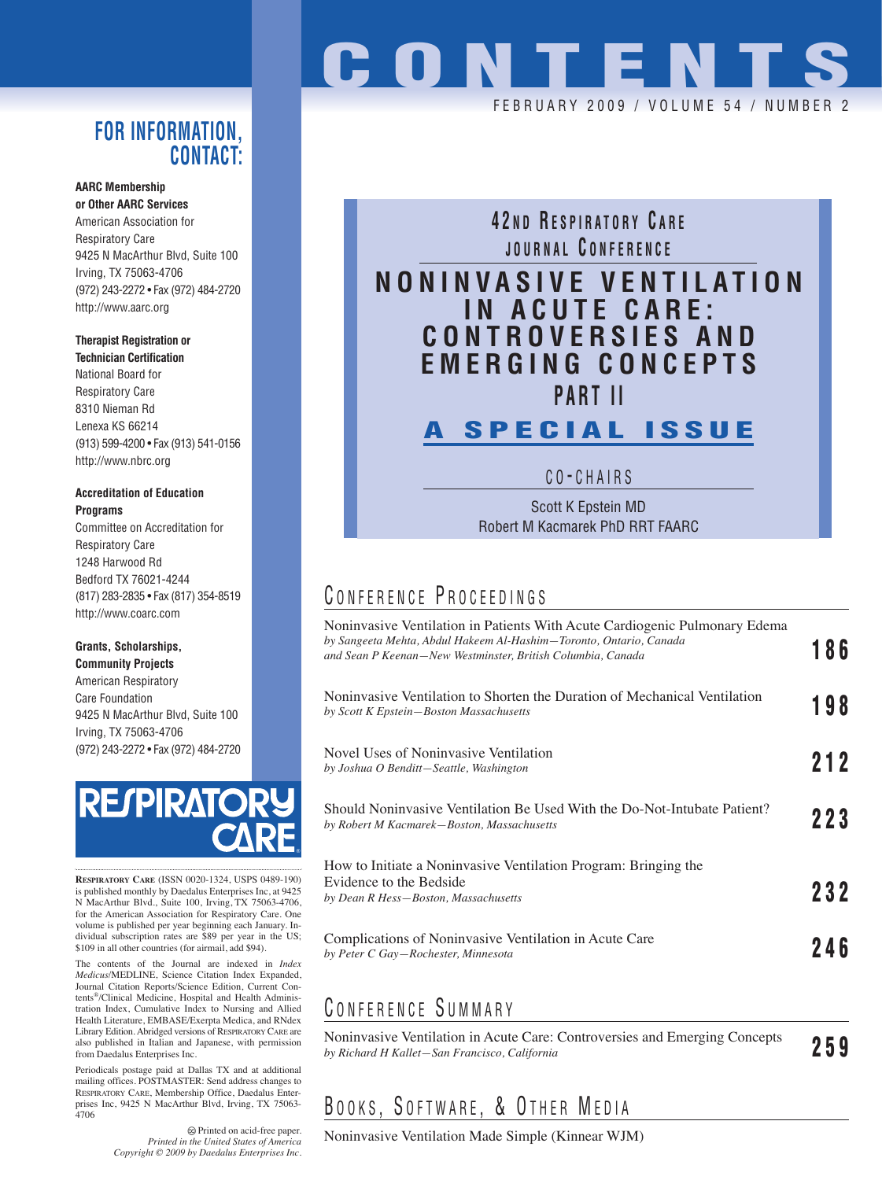# CONTENTS

FEBRUARY 2009 / VOLUME 54 / NUMBER 2

## FOR INFORMATION, CONTACT:

**AARC Membership or Other AARC Services**
American Association for Respiratory Care
9425 N MacArthur Blvd, Suite 100
Irving, TX 75063-4706
(972) 243-2272 • Fax (972) 484-2720
http://www.aarc.org

**Therapist Registration or Technician Certification**
National Board for Respiratory Care
8310 Nieman Rd
Lenexa KS 66214
(913) 599-4200 • Fax (913) 541-0156
http://www.nbrc.org

**Accreditation of Education Programs**
Committee on Accreditation for Respiratory Care
1248 Harwood Rd
Bedford TX 76021-4244
(817) 283-2835 • Fax (817) 354-8519
http://www.coarc.com

**Grants, Scholarships, Community Projects**
American Respiratory Care Foundation
9425 N MacArthur Blvd, Suite 100
Irving, TX 75063-4706
(972) 243-2272 • Fax (972) 484-2720

RESPIRATORY CARE

RESPIRATORY CARE (ISSN 0020-1324, USPS 0489-190) is published monthly by Daedalus Enterprises Inc, at 9425 N MacArthur Blvd., Suite 100, Irving, TX 75063-4706, for the American Association for Respiratory Care. One volume is published per year beginning each January. Individual subscription rates are $89 per year in the US; $109 in all other countries (for airmail, add $94).

The contents of the Journal are indexed in *Index Medicus*/MEDLINE, Science Citation Index Expanded, Journal Citation Reports/Science Edition, Current Contents®/Clinical Medicine, Hospital and Health Administration Index, Cumulative Index to Nursing and Allied Health Literature, EMBASE/Exerpta Medica, and RNdex Library Edition. Abridged versions of RESPIRATORY CARE are also published in Italian and Japanese, with permission from Daedalus Enterprises Inc.

Periodicals postage paid at Dallas TX and at additional mailing offices. POSTMASTER: Send address changes to RESPIRATORY CARE, Membership Office, Daedalus Enterprises Inc, 9425 N MacArthur Blvd, Irving, TX 75063-4706

Printed on acid-free paper.
*Printed in the United States of America*
*Copyright © 2009 by Daedalus Enterprises Inc.*

## 42nd Respiratory Care Journal Conference

# NONINVASIVE VENTILATION IN ACUTE CARE: CONTROVERSIES AND EMERGING CONCEPTS PART II

## A SPECIAL ISSUE

CO-CHAIRS

Scott K Epstein MD
Robert M Kacmarek PhD RRT FAARC

## CONFERENCE PROCEEDINGS

Noninvasive Ventilation in Patients With Acute Cardiogenic Pulmonary Edema
*by Sangeeta Mehta, Abdul Hakeem Al-Hashim—Toronto, Ontario, Canada and Sean P Keenan—New Westminster, British Columbia, Canada* — **186**

Noninvasive Ventilation to Shorten the Duration of Mechanical Ventilation
*by Scott K Epstein—Boston Massachusetts* — **198**

Novel Uses of Noninvasive Ventilation
*by Joshua O Benditt—Seattle, Washington* — **212**

Should Noninvasive Ventilation Be Used With the Do-Not-Intubate Patient?
*by Robert M Kacmarek—Boston, Massachusetts* — **223**

How to Initiate a Noninvasive Ventilation Program: Bringing the Evidence to the Bedside
*by Dean R Hess—Boston, Massachusetts* — **232**

Complications of Noninvasive Ventilation in Acute Care
*by Peter C Gay—Rochester, Minnesota* — **246**

## CONFERENCE SUMMARY

Noninvasive Ventilation in Acute Care: Controversies and Emerging Concepts
*by Richard H Kallet—San Francisco, California* — **259**

## BOOKS, SOFTWARE, & OTHER MEDIA

Noninvasive Ventilation Made Simple (Kinnear WJM)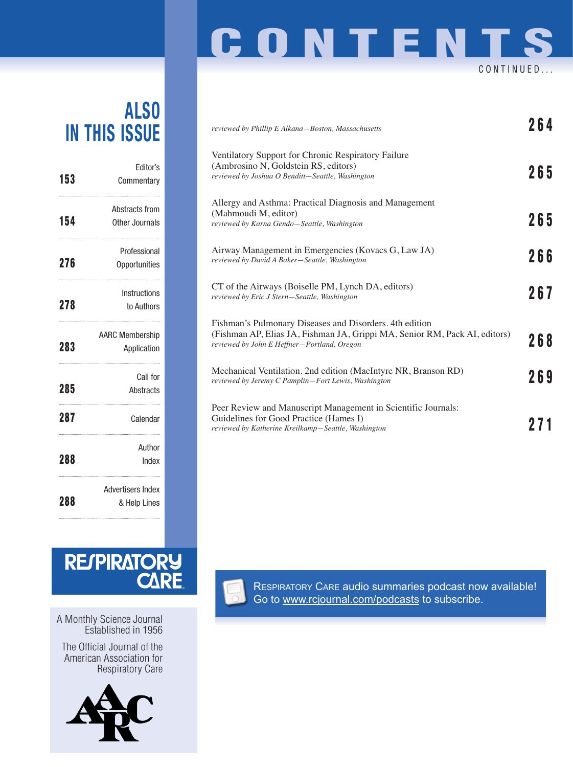# CONTENTS

CONTINUED...

## ALSO IN THIS ISSUE

| | |
|---|---|
| 153 | Editor's Commentary |
| 154 | Abstracts from Other Journals |
| 276 | Professional Opportunities |
| 278 | Instructions to Authors |
| 283 | AARC Membership Application |
| 285 | Call for Abstracts |
| 287 | Calendar |
| 288 | Author Index |
| 288 | Advertisers Index & Help Lines |

*reviewed by Phillip E Alkana—Boston, Massachusetts* — **264**

Ventilatory Support for Chronic Respiratory Failure (Ambrosino N, Goldstein RS, editors)
*reviewed by Joshua O Benditt—Seattle, Washington* — **265**

Allergy and Asthma: Practical Diagnosis and Management (Mahmoudi M, editor)
*reviewed by Karna Gendo—Seattle, Washington* — **265**

Airway Management in Emergencies (Kovacs G, Law JA)
*reviewed by David A Baker—Seattle, Washington* — **266**

CT of the Airways (Boiselle PM, Lynch DA, editors)
*reviewed by Eric J Stern—Seattle, Washington* — **267**

Fishman's Pulmonary Diseases and Disorders. 4th edition (Fishman AP, Elias JA, Fishman JA, Grippi MA, Senior RM, Pack AI, editors)
*reviewed by John E Heffner—Portland, Oregon* — **268**

Mechanical Ventilation. 2nd edition (MacIntyre NR, Branson RD)
*reviewed by Jeremy C Pamplin—Fort Lewis, Washington* — **269**

Peer Review and Manuscript Management in Scientific Journals: Guidelines for Good Practice (Hames I)
*reviewed by Katherine Kreilkamp—Seattle, Washington* — **271**

RESPIRATORY CARE

A Monthly Science Journal Established in 1956

The Official Journal of the American Association for Respiratory Care

RESPIRATORY CARE audio summaries podcast now available! Go to www.rcjournal.com/podcasts to subscribe.